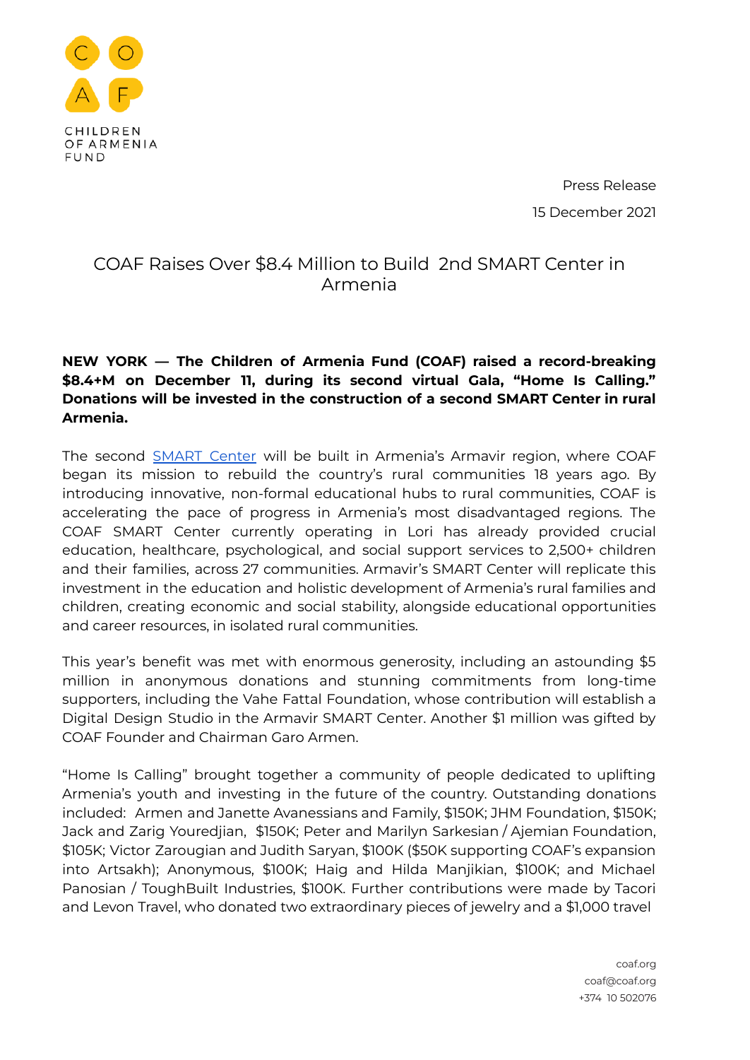CHILDREN OF ARMENIA FUND

Press Release

15 December 2021

# COAF Raises Over $8.4 Million to Build 2nd SMART Center in Armenia

**NEW YORK — The Children of Armenia Fund (COAF) raised a record-breaking $8.4+M on December 11, during its second virtual Gala, "Home Is Calling." Donations will be invested in the construction of a second SMART Center in rural Armenia.**

The second [SMART Center](https://coaf.org) will be built in Armenia's Armavir region, where COAF began its mission to rebuild the country's rural communities 18 years ago. By introducing innovative, non-formal educational hubs to rural communities, COAF is accelerating the pace of progress in Armenia's most disadvantaged regions. The COAF SMART Center currently operating in Lori has already provided crucial education, healthcare, psychological, and social support services to 2,500+ children and their families, across 27 communities. Armavir's SMART Center will replicate this investment in the education and holistic development of Armenia's rural families and children, creating economic and social stability, alongside educational opportunities and career resources, in isolated rural communities.

This year's benefit was met with enormous generosity, including an astounding $5 million in anonymous donations and stunning commitments from long-time supporters, including the Vahe Fattal Foundation, whose contribution will establish a Digital Design Studio in the Armavir SMART Center. Another $1 million was gifted by COAF Founder and Chairman Garo Armen.

"Home Is Calling" brought together a community of people dedicated to uplifting Armenia's youth and investing in the future of the country. Outstanding donations included: Armen and Janette Avanessians and Family, $150K; JHM Foundation, $150K; Jack and Zarig Youredjian, $150K; Peter and Marilyn Sarkesian / Ajemian Foundation, $105K; Victor Zarougian and Judith Saryan, $100K ($50K supporting COAF's expansion into Artsakh); Anonymous, $100K; Haig and Hilda Manjikian, $100K; and Michael Panosian / ToughBuilt Industries, $100K. Further contributions were made by Tacori and Levon Travel, who donated two extraordinary pieces of jewelry and a $1,000 travel

coaf.org
coaf@coaf.org
+374 10 502076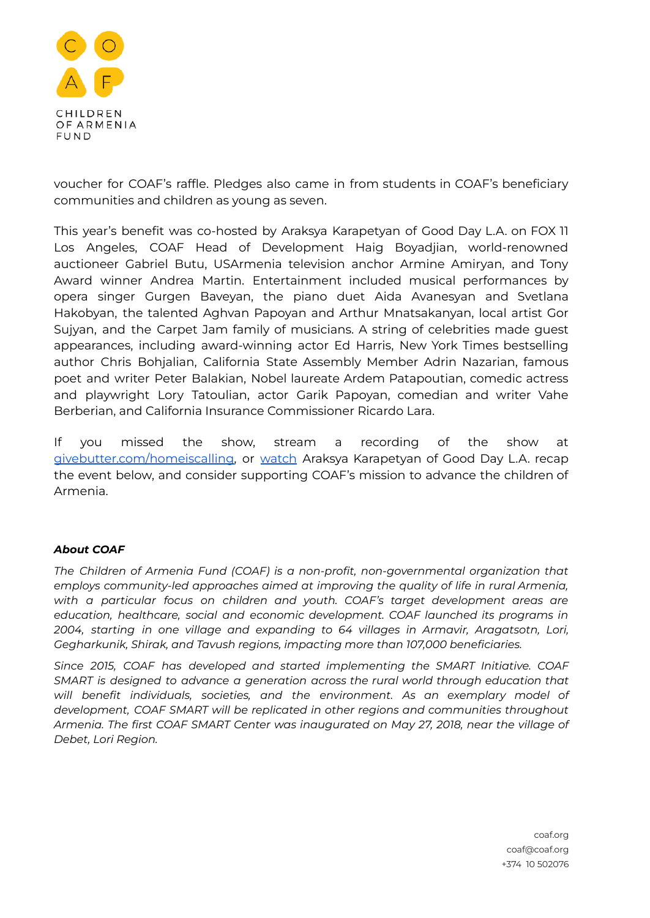voucher for COAF's raffle. Pledges also came in from students in COAF's beneficiary communities and children as young as seven.

This year's benefit was co-hosted by Araksya Karapetyan of Good Day L.A. on FOX 11 Los Angeles, COAF Head of Development Haig Boyadjian, world-renowned auctioneer Gabriel Butu, USArmenia television anchor Armine Amiryan, and Tony Award winner Andrea Martin. Entertainment included musical performances by opera singer Gurgen Baveyan, the piano duet Aida Avanesyan and Svetlana Hakobyan, the talented Aghvan Papoyan and Arthur Mnatsakanyan, local artist Gor Sujyan, and the Carpet Jam family of musicians. A string of celebrities made guest appearances, including award-winning actor Ed Harris, New York Times bestselling author Chris Bohjalian, California State Assembly Member Adrin Nazarian, famous poet and writer Peter Balakian, Nobel laureate Ardem Patapoutian, comedic actress and playwright Lory Tatoulian, actor Garik Papoyan, comedian and writer Vahe Berberian, and California Insurance Commissioner Ricardo Lara.

If you missed the show, stream a recording of the show at givebutter.com/homeiscalling, or watch Araksya Karapetyan of Good Day L.A. recap the event below, and consider supporting COAF's mission to advance the children of Armenia.

***About COAF***

*The Children of Armenia Fund (COAF) is a non-profit, non-governmental organization that employs community-led approaches aimed at improving the quality of life in rural Armenia, with a particular focus on children and youth. COAF's target development areas are education, healthcare, social and economic development. COAF launched its programs in 2004, starting in one village and expanding to 64 villages in Armavir, Aragatsotn, Lori, Gegharkunik, Shirak, and Tavush regions, impacting more than 107,000 beneficiaries.*

*Since 2015, COAF has developed and started implementing the SMART Initiative. COAF SMART is designed to advance a generation across the rural world through education that will benefit individuals, societies, and the environment. As an exemplary model of development, COAF SMART will be replicated in other regions and communities throughout Armenia. The first COAF SMART Center was inaugurated on May 27, 2018, near the village of Debet, Lori Region.*

coaf.org
coaf@coaf.org
+374 10 502076